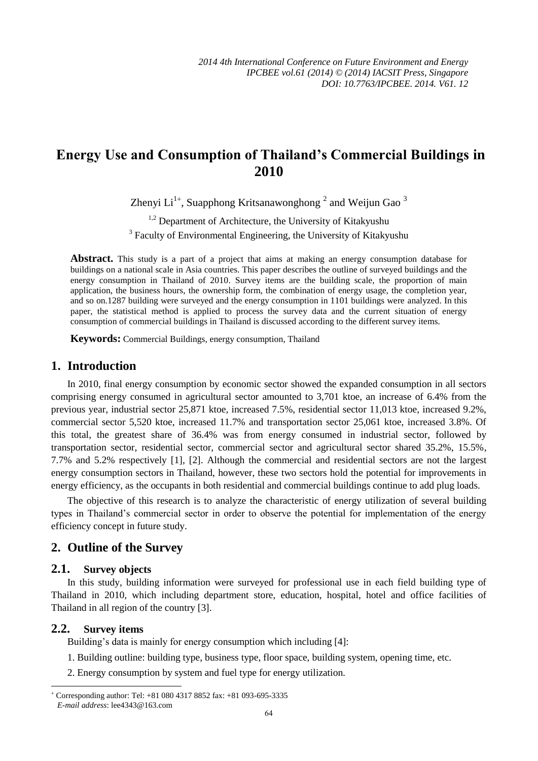# Energy Use and Consumption of Thailand's Commercial Buildings in 2010

Zhenyi Li[1+], Suapphong Kritsanawonghong [2] and Weijun Gao [3]

[1,2] Department of Architecture, the University of Kitakyushu

[3] Faculty of Environmental Engineering, the University of Kitakyushu

**Abstract.** This study is a part of a project that aims at making an energy consumption database for buildings on a national scale in Asia countries. This paper describes the outline of surveyed buildings and the energy consumption in Thailand of 2010. Survey items are the building scale, the proportion of main application, the business hours, the ownership form, the combination of energy usage, the completion year, and so on.1287 building were surveyed and the energy consumption in 1101 buildings were analyzed. In this paper, the statistical method is applied to process the survey data and the current situation of energy consumption of commercial buildings in Thailand is discussed according to the different survey items.

**Keywords:** Commercial Buildings, energy consumption, Thailand

## 1. Introduction

In 2010, final energy consumption by economic sector showed the expanded consumption in all sectors comprising energy consumed in agricultural sector amounted to 3,701 ktoe, an increase of 6.4% from the previous year, industrial sector 25,871 ktoe, increased 7.5%, residential sector 11,013 ktoe, increased 9.2%, commercial sector 5,520 ktoe, increased 11.7% and transportation sector 25,061 ktoe, increased 3.8%. Of this total, the greatest share of 36.4% was from energy consumed in industrial sector, followed by transportation sector, residential sector, commercial sector and agricultural sector shared 35.2%, 15.5%, 7.7% and 5.2% respectively [1], [2]. Although the commercial and residential sectors are not the largest energy consumption sectors in Thailand, however, these two sectors hold the potential for improvements in energy efficiency, as the occupants in both residential and commercial buildings continue to add plug loads.

The objective of this research is to analyze the characteristic of energy utilization of several building types in Thailand's commercial sector in order to observe the potential for implementation of the energy efficiency concept in future study.

## 2. Outline of the Survey

### 2.1. Survey objects

In this study, building information were surveyed for professional use in each field building type of Thailand in 2010, which including department store, education, hospital, hotel and office facilities of Thailand in all region of the country [3].

### 2.2. Survey items

Building's data is mainly for energy consumption which including [4]:

1. Building outline: building type, business type, floor space, building system, opening time, etc.

2. Energy consumption by system and fuel type for energy utilization.

---

+ Corresponding author: Tel: +81 080 4317 8852 fax: +81 093-695-3335
*E-mail address*: lee4343@163.com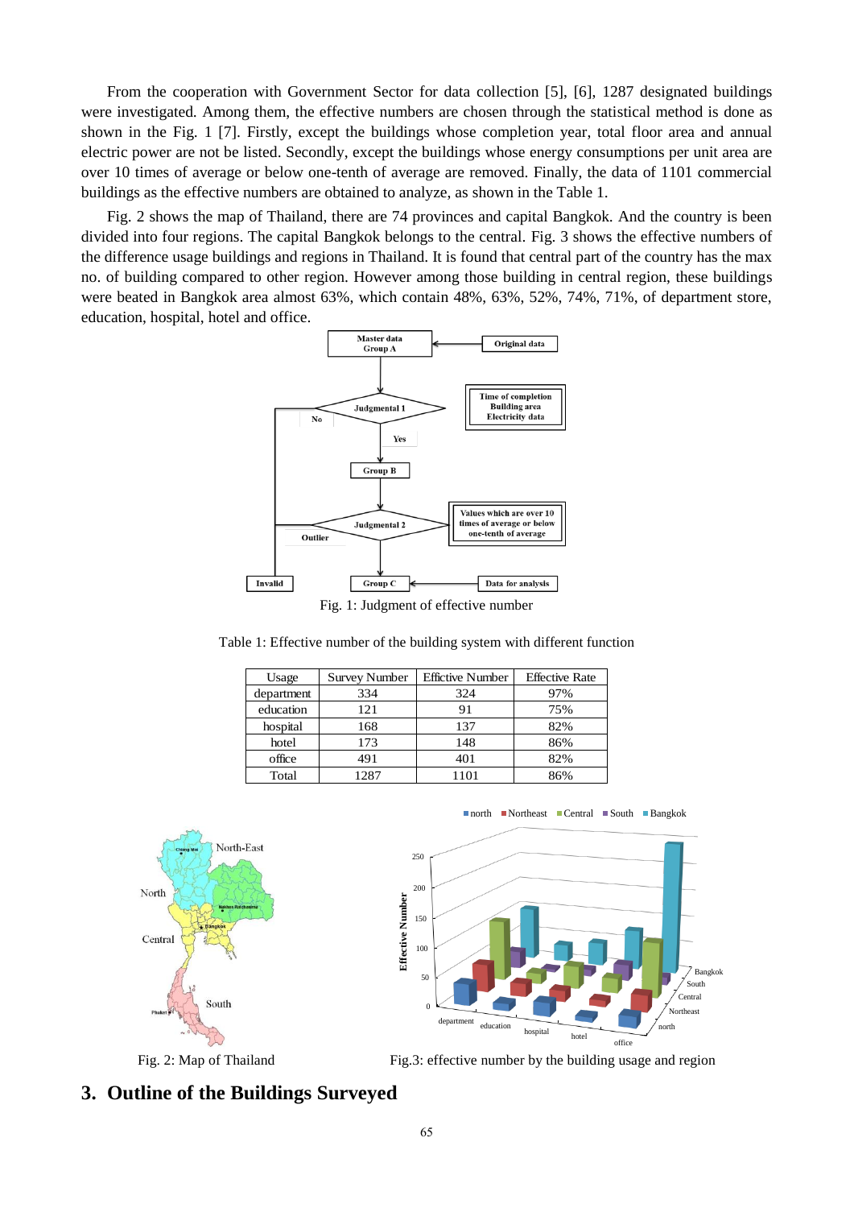From the cooperation with Government Sector for data collection [5], [6], 1287 designated buildings were investigated. Among them, the effective numbers are chosen through the statistical method is done as shown in the Fig. 1 [7]. Firstly, except the buildings whose completion year, total floor area and annual electric power are not be listed. Secondly, except the buildings whose energy consumptions per unit area are over 10 times of average or below one-tenth of average are removed. Finally, the data of 1101 commercial buildings as the effective numbers are obtained to analyze, as shown in the Table 1.

Fig. 2 shows the map of Thailand, there are 74 provinces and capital Bangkok. And the country is been divided into four regions. The capital Bangkok belongs to the central. Fig. 3 shows the effective numbers of the difference usage buildings and regions in Thailand. It is found that central part of the country has the max no. of building compared to other region. However among those building in central region, these buildings were beated in Bangkok area almost 63%, which contain 48%, 63%, 52%, 74%, 71%, of department store, education, hospital, hotel and office.

Fig. 1: Judgment of effective number

Table 1: Effective number of the building system with different function

| Usage | Survey Number | Efficitive Number | Effective Rate |
|---|---|---|---|
| department | 334 | 324 | 97% |
| education | 121 | 91 | 75% |
| hospital | 168 | 137 | 82% |
| hotel | 173 | 148 | 86% |
| office | 491 | 401 | 82% |
| Total | 1287 | 1101 | 86% |

Fig. 2: Map of Thailand

Fig.3: effective number by the building usage and region

## 3. Outline of the Buildings Surveyed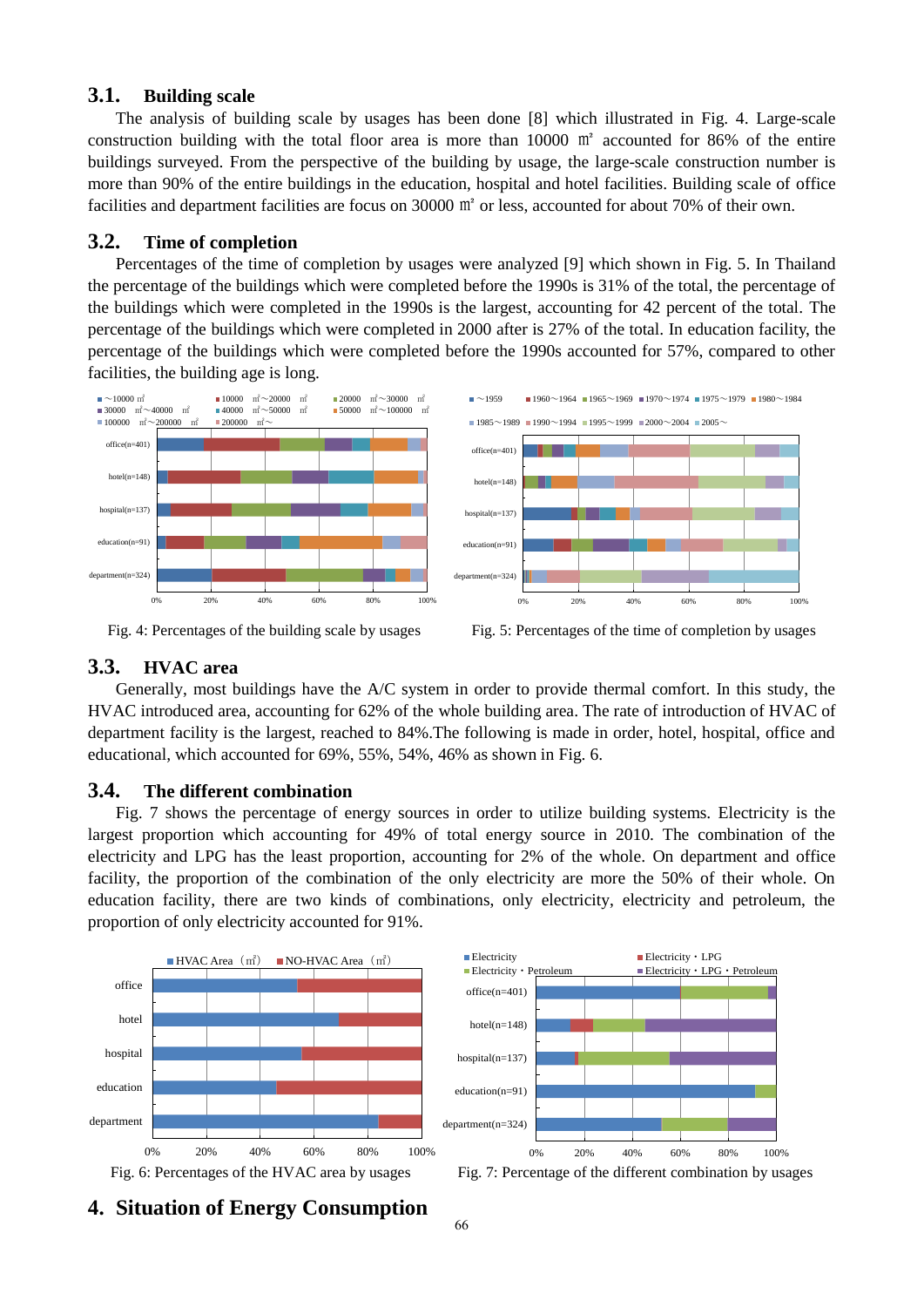## 3.1. Building scale

The analysis of building scale by usages has been done [8] which illustrated in Fig. 4. Large-scale construction building with the total floor area is more than 10000 ㎡ accounted for 86% of the entire buildings surveyed. From the perspective of the building by usage, the large-scale construction number is more than 90% of the entire buildings in the education, hospital and hotel facilities. Building scale of office facilities and department facilities are focus on 30000 ㎡ or less, accounted for about 70% of their own.

## 3.2. Time of completion

Percentages of the time of completion by usages were analyzed [9] which shown in Fig. 5. In Thailand the percentage of the buildings which were completed before the 1990s is 31% of the total, the percentage of the buildings which were completed in the 1990s is the largest, accounting for 42 percent of the total. The percentage of the buildings which were completed in 2000 after is 27% of the total. In education facility, the percentage of the buildings which were completed before the 1990s accounted for 57%, compared to other facilities, the building age is long.

Fig. 4: Percentages of the building scale by usages

Fig. 5: Percentages of the time of completion by usages

## 3.3. HVAC area

Generally, most buildings have the A/C system in order to provide thermal comfort. In this study, the HVAC introduced area, accounting for 62% of the whole building area. The rate of introduction of HVAC of department facility is the largest, reached to 84%.The following is made in order, hotel, hospital, office and educational, which accounted for 69%, 55%, 54%, 46% as shown in Fig. 6.

## 3.4. The different combination

Fig. 7 shows the percentage of energy sources in order to utilize building systems. Electricity is the largest proportion which accounting for 49% of total energy source in 2010. The combination of the electricity and LPG has the least proportion, accounting for 2% of the whole. On department and office facility, the proportion of the combination of the only electricity are more the 50% of their whole. On education facility, there are two kinds of combinations, only electricity, electricity and petroleum, the proportion of only electricity accounted for 91%.

Fig. 6: Percentages of the HVAC area by usages

Fig. 7: Percentage of the different combination by usages

# 4. Situation of Energy Consumption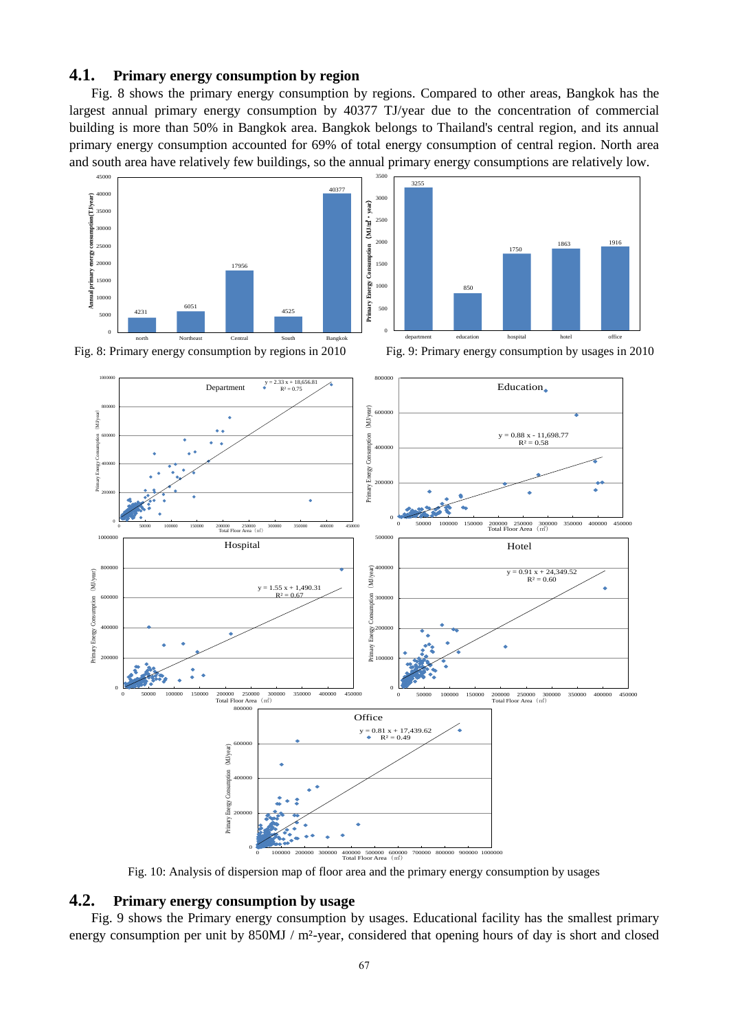## 4.1. Primary energy consumption by region

Fig. 8 shows the primary energy consumption by regions. Compared to other areas, Bangkok has the largest annual primary energy consumption by 40377 TJ/year due to the concentration of commercial building is more than 50% in Bangkok area. Bangkok belongs to Thailand's central region, and its annual primary energy consumption accounted for 69% of total energy consumption of central region. North area and south area have relatively few buildings, so the annual primary energy consumptions are relatively low.

Fig. 8: Primary energy consumption by regions in 2010

Fig. 9: Primary energy consumption by usages in 2010

Fig. 10: Analysis of dispersion map of floor area and the primary energy consumption by usages

## 4.2. Primary energy consumption by usage

Fig. 9 shows the Primary energy consumption by usages. Educational facility has the smallest primary energy consumption per unit by 850MJ / m²-year, considered that opening hours of day is short and closed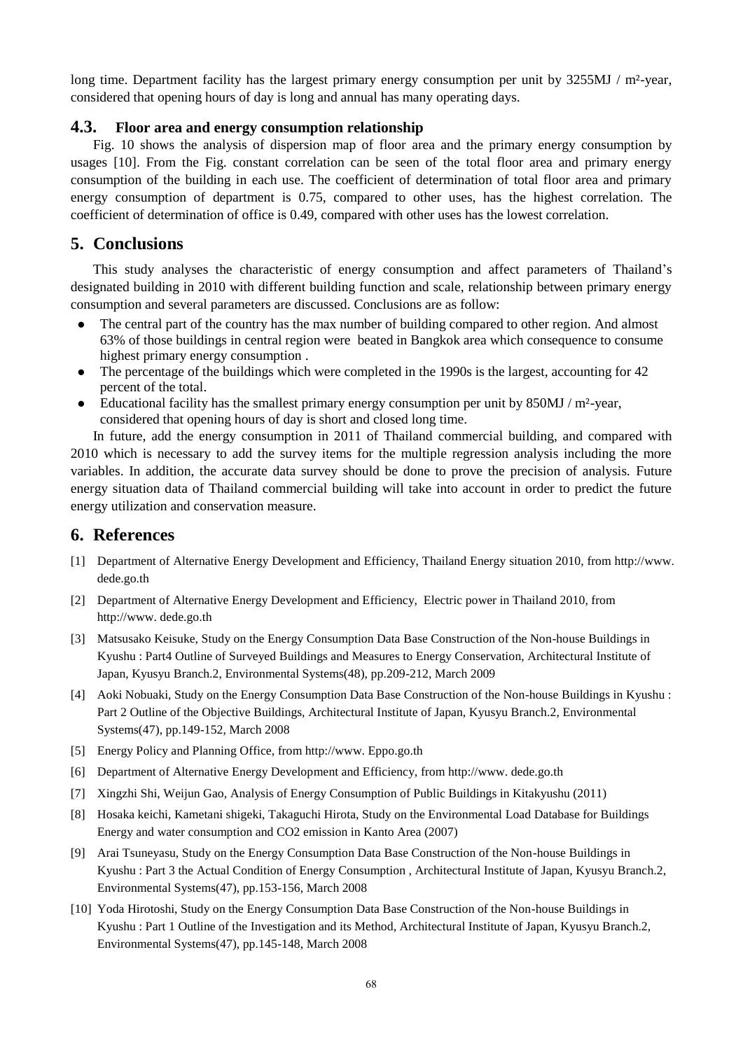long time. Department facility has the largest primary energy consumption per unit by 3255MJ / m²-year, considered that opening hours of day is long and annual has many operating days.

## 4.3. Floor area and energy consumption relationship

Fig. 10 shows the analysis of dispersion map of floor area and the primary energy consumption by usages [10]. From the Fig. constant correlation can be seen of the total floor area and primary energy consumption of the building in each use. The coefficient of determination of total floor area and primary energy consumption of department is 0.75, compared to other uses, has the highest correlation. The coefficient of determination of office is 0.49, compared with other uses has the lowest correlation.

# 5. Conclusions

This study analyses the characteristic of energy consumption and affect parameters of Thailand's designated building in 2010 with different building function and scale, relationship between primary energy consumption and several parameters are discussed. Conclusions are as follow:

- The central part of the country has the max number of building compared to other region. And almost 63% of those buildings in central region were beated in Bangkok area which consequence to consume highest primary energy consumption .
- The percentage of the buildings which were completed in the 1990s is the largest, accounting for 42 percent of the total.
- Educational facility has the smallest primary energy consumption per unit by 850MJ / m²-year, considered that opening hours of day is short and closed long time.

In future, add the energy consumption in 2011 of Thailand commercial building, and compared with 2010 which is necessary to add the survey items for the multiple regression analysis including the more variables. In addition, the accurate data survey should be done to prove the precision of analysis. Future energy situation data of Thailand commercial building will take into account in order to predict the future energy utilization and conservation measure.

# 6. References

[1] Department of Alternative Energy Development and Efficiency, Thailand Energy situation 2010, from http://www. dede.go.th

[2] Department of Alternative Energy Development and Efficiency, Electric power in Thailand 2010, from http://www. dede.go.th

[3] Matsusako Keisuke, Study on the Energy Consumption Data Base Construction of the Non-house Buildings in Kyushu : Part4 Outline of Surveyed Buildings and Measures to Energy Conservation, Architectural Institute of Japan, Kyusyu Branch.2, Environmental Systems(48), pp.209-212, March 2009

[4] Aoki Nobuaki, Study on the Energy Consumption Data Base Construction of the Non-house Buildings in Kyushu : Part 2 Outline of the Objective Buildings, Architectural Institute of Japan, Kyusyu Branch.2, Environmental Systems(47), pp.149-152, March 2008

[5] Energy Policy and Planning Office, from http://www. Eppo.go.th

[6] Department of Alternative Energy Development and Efficiency, from http://www. dede.go.th

[7] Xingzhi Shi, Weijun Gao, Analysis of Energy Consumption of Public Buildings in Kitakyushu (2011)

[8] Hosaka keichi, Kametani shigeki, Takaguchi Hirota, Study on the Environmental Load Database for Buildings Energy and water consumption and CO2 emission in Kanto Area (2007)

[9] Arai Tsuneyasu, Study on the Energy Consumption Data Base Construction of the Non-house Buildings in Kyushu : Part 3 the Actual Condition of Energy Consumption , Architectural Institute of Japan, Kyusyu Branch.2, Environmental Systems(47), pp.153-156, March 2008

[10] Yoda Hirotoshi, Study on the Energy Consumption Data Base Construction of the Non-house Buildings in Kyushu : Part 1 Outline of the Investigation and its Method, Architectural Institute of Japan, Kyusyu Branch.2, Environmental Systems(47), pp.145-148, March 2008